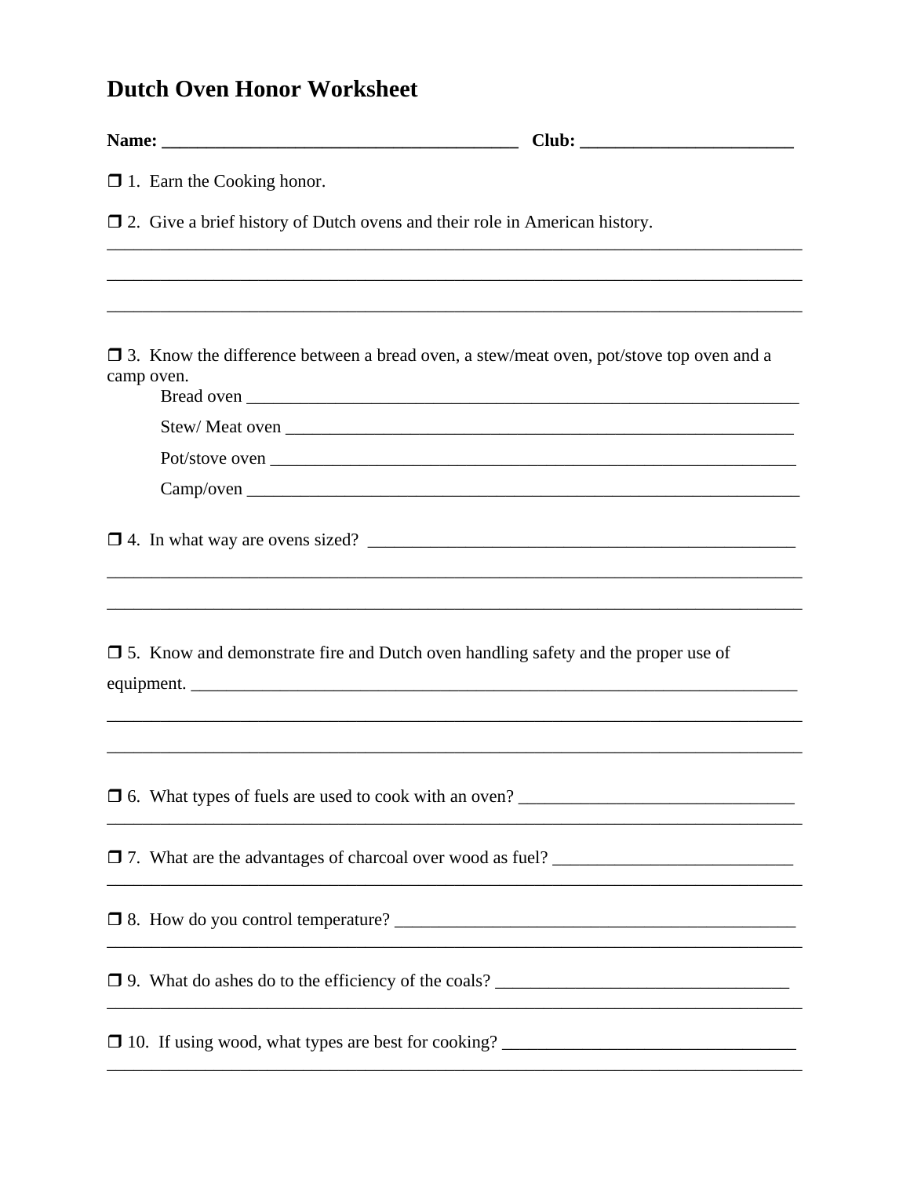# Dutch Oven Honor Worksheet

**Name: \_\_\_\_\_\_\_\_\_\_\_\_\_\_\_\_\_\_\_\_\_\_\_\_\_\_\_\_\_\_\_\_\_\_\_\_\_\_\_\_ Club: \_\_\_\_\_\_\_\_\_\_\_\_\_\_\_\_\_\_\_\_\_\_\_\_\_\_**

❒ 1. Earn the Cooking honor.

❒ 2. Give a brief history of Dutch ovens and their role in American history.

\_\_\_\_\_\_\_\_\_\_\_\_\_\_\_\_\_\_\_\_\_\_\_\_\_\_\_\_\_\_\_\_\_\_\_\_\_\_\_\_\_\_\_\_\_\_\_\_\_\_\_\_\_\_\_\_\_\_\_\_\_\_\_\_\_\_\_\_\_\_\_\_\_\_\_\_\_\_

\_\_\_\_\_\_\_\_\_\_\_\_\_\_\_\_\_\_\_\_\_\_\_\_\_\_\_\_\_\_\_\_\_\_\_\_\_\_\_\_\_\_\_\_\_\_\_\_\_\_\_\_\_\_\_\_\_\_\_\_\_\_\_\_\_\_\_\_\_\_\_\_\_\_\_\_\_\_

\_\_\_\_\_\_\_\_\_\_\_\_\_\_\_\_\_\_\_\_\_\_\_\_\_\_\_\_\_\_\_\_\_\_\_\_\_\_\_\_\_\_\_\_\_\_\_\_\_\_\_\_\_\_\_\_\_\_\_\_\_\_\_\_\_\_\_\_\_\_\_\_\_\_\_\_\_\_

❒ 3. Know the difference between a bread oven, a stew/meat oven, pot/stove top oven and a camp oven.

Bread oven \_\_\_\_\_\_\_\_\_\_\_\_\_\_\_\_\_\_\_\_\_\_\_\_\_\_\_\_\_\_\_\_\_\_\_\_\_\_\_\_\_\_\_\_\_\_\_\_\_\_\_\_\_\_\_\_\_\_\_\_\_\_

Stew/ Meat oven \_\_\_\_\_\_\_\_\_\_\_\_\_\_\_\_\_\_\_\_\_\_\_\_\_\_\_\_\_\_\_\_\_\_\_\_\_\_\_\_\_\_\_\_\_\_\_\_\_\_\_\_\_\_\_\_\_

Pot/stove oven \_\_\_\_\_\_\_\_\_\_\_\_\_\_\_\_\_\_\_\_\_\_\_\_\_\_\_\_\_\_\_\_\_\_\_\_\_\_\_\_\_\_\_\_\_\_\_\_\_\_\_\_\_\_\_\_\_\_\_

Camp/oven \_\_\_\_\_\_\_\_\_\_\_\_\_\_\_\_\_\_\_\_\_\_\_\_\_\_\_\_\_\_\_\_\_\_\_\_\_\_\_\_\_\_\_\_\_\_\_\_\_\_\_\_\_\_\_\_\_\_\_\_\_\_

❒ 4. In what way are ovens sized? \_\_\_\_\_\_\_\_\_\_\_\_\_\_\_\_\_\_\_\_\_\_\_\_\_\_\_\_\_\_\_\_\_\_\_\_\_\_\_\_\_\_\_\_\_\_\_\_

\_\_\_\_\_\_\_\_\_\_\_\_\_\_\_\_\_\_\_\_\_\_\_\_\_\_\_\_\_\_\_\_\_\_\_\_\_\_\_\_\_\_\_\_\_\_\_\_\_\_\_\_\_\_\_\_\_\_\_\_\_\_\_\_\_\_\_\_\_\_\_\_\_\_\_\_\_\_

\_\_\_\_\_\_\_\_\_\_\_\_\_\_\_\_\_\_\_\_\_\_\_\_\_\_\_\_\_\_\_\_\_\_\_\_\_\_\_\_\_\_\_\_\_\_\_\_\_\_\_\_\_\_\_\_\_\_\_\_\_\_\_\_\_\_\_\_\_\_\_\_\_\_\_\_\_\_

❒ 5. Know and demonstrate fire and Dutch oven handling safety and the proper use of equipment. \_\_\_\_\_\_\_\_\_\_\_\_\_\_\_\_\_\_\_\_\_\_\_\_\_\_\_\_\_\_\_\_\_\_\_\_\_\_\_\_\_\_\_\_\_\_\_\_\_\_\_\_\_\_\_\_\_\_\_\_\_\_\_\_\_\_

\_\_\_\_\_\_\_\_\_\_\_\_\_\_\_\_\_\_\_\_\_\_\_\_\_\_\_\_\_\_\_\_\_\_\_\_\_\_\_\_\_\_\_\_\_\_\_\_\_\_\_\_\_\_\_\_\_\_\_\_\_\_\_\_\_\_\_\_\_\_\_\_\_\_\_\_\_\_

\_\_\_\_\_\_\_\_\_\_\_\_\_\_\_\_\_\_\_\_\_\_\_\_\_\_\_\_\_\_\_\_\_\_\_\_\_\_\_\_\_\_\_\_\_\_\_\_\_\_\_\_\_\_\_\_\_\_\_\_\_\_\_\_\_\_\_\_\_\_\_\_\_\_\_\_\_\_

❒ 6. What types of fuels are used to cook with an oven? \_\_\_\_\_\_\_\_\_\_\_\_\_\_\_\_\_\_\_\_\_\_\_\_\_\_\_\_\_\_\_

\_\_\_\_\_\_\_\_\_\_\_\_\_\_\_\_\_\_\_\_\_\_\_\_\_\_\_\_\_\_\_\_\_\_\_\_\_\_\_\_\_\_\_\_\_\_\_\_\_\_\_\_\_\_\_\_\_\_\_\_\_\_\_\_\_\_\_\_\_\_\_\_\_\_\_\_\_\_

❒ 7. What are the advantages of charcoal over wood as fuel? \_\_\_\_\_\_\_\_\_\_\_\_\_\_\_\_\_\_\_\_\_\_\_\_\_\_\_

\_\_\_\_\_\_\_\_\_\_\_\_\_\_\_\_\_\_\_\_\_\_\_\_\_\_\_\_\_\_\_\_\_\_\_\_\_\_\_\_\_\_\_\_\_\_\_\_\_\_\_\_\_\_\_\_\_\_\_\_\_\_\_\_\_\_\_\_\_\_\_\_\_\_\_\_\_\_

❒ 8. How do you control temperature? \_\_\_\_\_\_\_\_\_\_\_\_\_\_\_\_\_\_\_\_\_\_\_\_\_\_\_\_\_\_\_\_\_\_\_\_\_\_\_\_\_\_\_\_\_

\_\_\_\_\_\_\_\_\_\_\_\_\_\_\_\_\_\_\_\_\_\_\_\_\_\_\_\_\_\_\_\_\_\_\_\_\_\_\_\_\_\_\_\_\_\_\_\_\_\_\_\_\_\_\_\_\_\_\_\_\_\_\_\_\_\_\_\_\_\_\_\_\_\_\_\_\_\_

❒ 9. What do ashes do to the efficiency of the coals? \_\_\_\_\_\_\_\_\_\_\_\_\_\_\_\_\_\_\_\_\_\_\_\_\_\_\_\_\_\_\_\_\_

\_\_\_\_\_\_\_\_\_\_\_\_\_\_\_\_\_\_\_\_\_\_\_\_\_\_\_\_\_\_\_\_\_\_\_\_\_\_\_\_\_\_\_\_\_\_\_\_\_\_\_\_\_\_\_\_\_\_\_\_\_\_\_\_\_\_\_\_\_\_\_\_\_\_\_\_\_\_

❒ 10. If using wood, what types are best for cooking? \_\_\_\_\_\_\_\_\_\_\_\_\_\_\_\_\_\_\_\_\_\_\_\_\_\_\_\_\_\_\_\_\_

\_\_\_\_\_\_\_\_\_\_\_\_\_\_\_\_\_\_\_\_\_\_\_\_\_\_\_\_\_\_\_\_\_\_\_\_\_\_\_\_\_\_\_\_\_\_\_\_\_\_\_\_\_\_\_\_\_\_\_\_\_\_\_\_\_\_\_\_\_\_\_\_\_\_\_\_\_\_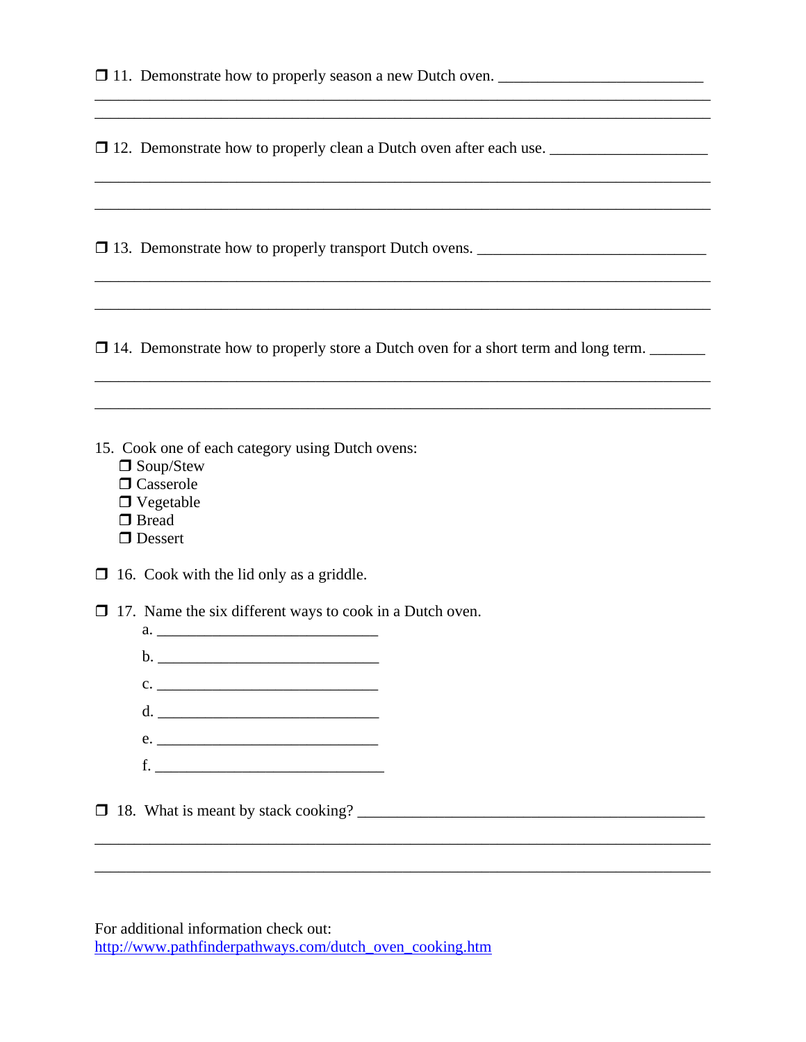❒ 11. Demonstrate how to properly season a new Dutch oven. ___________________________

________________________________________________________________________________

________________________________________________________________________________

❒ 12. Demonstrate how to properly clean a Dutch oven after each use. ____________________

________________________________________________________________________________

________________________________________________________________________________

❒ 13. Demonstrate how to properly transport Dutch ovens. ______________________________

________________________________________________________________________________

________________________________________________________________________________

❒ 14. Demonstrate how to properly store a Dutch oven for a short term and long term. _______

________________________________________________________________________________

________________________________________________________________________________

15. Cook one of each category using Dutch ovens:

- ❒ Soup/Stew
- ❒ Casserole
- ❒ Vegetable
- ❒ Bread
- ❒ Dessert

❒ 16. Cook with the lid only as a griddle.

❒ 17. Name the six different ways to cook in a Dutch oven.

a. _____________________________

b. _____________________________

c. _____________________________

d. _____________________________

e. _____________________________

f. ______________________________

❒ 18. What is meant by stack cooking? ______________________________________________

________________________________________________________________________________

________________________________________________________________________________

For additional information check out:
http://www.pathfinderpathways.com/dutch_oven_cooking.htm